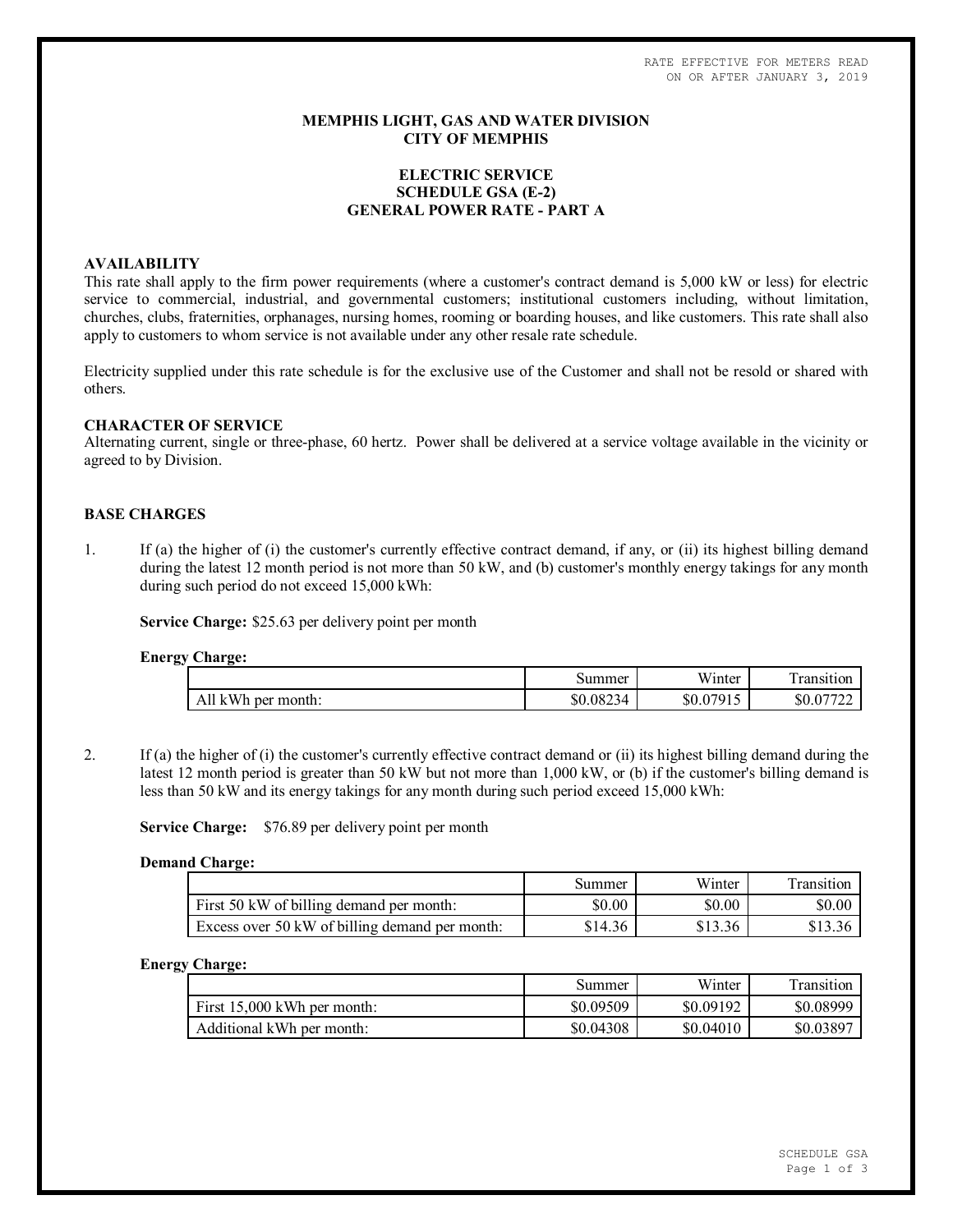RATE EFFECTIVE FOR METERS READ
ON OR AFTER JANUARY 3, 2019

# MEMPHIS LIGHT, GAS AND WATER DIVISION
# CITY OF MEMPHIS

## ELECTRIC SERVICE
## SCHEDULE GSA (E-2)
## GENERAL POWER RATE - PART A

### AVAILABILITY

This rate shall apply to the firm power requirements (where a customer's contract demand is 5,000 kW or less) for electric service to commercial, industrial, and governmental customers; institutional customers including, without limitation, churches, clubs, fraternities, orphanages, nursing homes, rooming or boarding houses, and like customers. This rate shall also apply to customers to whom service is not available under any other resale rate schedule.

Electricity supplied under this rate schedule is for the exclusive use of the Customer and shall not be resold or shared with others.

### CHARACTER OF SERVICE

Alternating current, single or three-phase, 60 hertz. Power shall be delivered at a service voltage available in the vicinity or agreed to by Division.

### BASE CHARGES

1. If (a) the higher of (i) the customer's currently effective contract demand, if any, or (ii) its highest billing demand during the latest 12 month period is not more than 50 kW, and (b) customer's monthly energy takings for any month during such period do not exceed 15,000 kWh:

   **Service Charge:** $25.63 per delivery point per month

   **Energy Charge:**

| | Summer | Winter | Transition |
|---|---|---|---|
| All kWh per month: | $0.08234 | $0.07915 | $0.07722 |

2. If (a) the higher of (i) the customer's currently effective contract demand or (ii) its highest billing demand during the latest 12 month period is greater than 50 kW but not more than 1,000 kW, or (b) if the customer's billing demand is less than 50 kW and its energy takings for any month during such period exceed 15,000 kWh:

   **Service Charge:** $76.89 per delivery point per month

   **Demand Charge:**

| | Summer | Winter | Transition |
|---|---|---|---|
| First 50 kW of billing demand per month: | $0.00 | $0.00 | $0.00 |
| Excess over 50 kW of billing demand per month: | $14.36 | $13.36 | $13.36 |

   **Energy Charge:**

| | Summer | Winter | Transition |
|---|---|---|---|
| First 15,000 kWh per month: | $0.09509 | $0.09192 | $0.08999 |
| Additional kWh per month: | $0.04308 | $0.04010 | $0.03897 |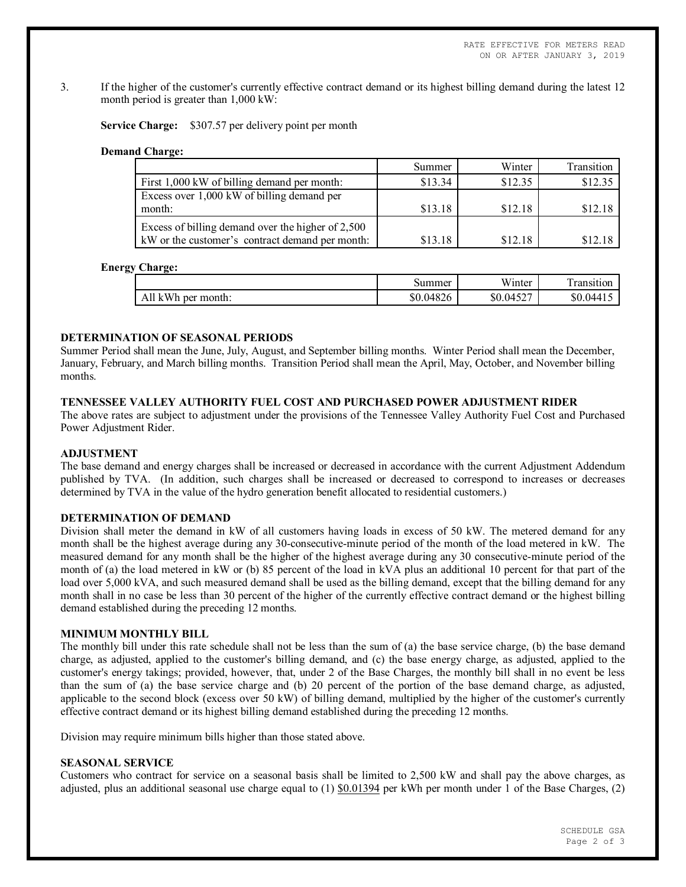3. If the higher of the customer's currently effective contract demand or its highest billing demand during the latest 12 month period is greater than 1,000 kW:

**Service Charge:** $307.57 per delivery point per month

**Demand Charge:**

| | Summer | Winter | Transition |
|---|---|---|---|
| First 1,000 kW of billing demand per month: | $13.34 | $12.35 | $12.35 |
| Excess over 1,000 kW of billing demand per month: | $13.18 | $12.18 | $12.18 |
| Excess of billing demand over the higher of 2,500 kW or the customer's contract demand per month: | $13.18 | $12.18 | $12.18 |

**Energy Charge:**

| | Summer | Winter | Transition |
|---|---|---|---|
| All kWh per month: | $0.04826 | $0.04527 | $0.04415 |

**DETERMINATION OF SEASONAL PERIODS**

Summer Period shall mean the June, July, August, and September billing months. Winter Period shall mean the December, January, February, and March billing months. Transition Period shall mean the April, May, October, and November billing months.

**TENNESSEE VALLEY AUTHORITY FUEL COST AND PURCHASED POWER ADJUSTMENT RIDER**

The above rates are subject to adjustment under the provisions of the Tennessee Valley Authority Fuel Cost and Purchased Power Adjustment Rider.

**ADJUSTMENT**

The base demand and energy charges shall be increased or decreased in accordance with the current Adjustment Addendum published by TVA. (In addition, such charges shall be increased or decreased to correspond to increases or decreases determined by TVA in the value of the hydro generation benefit allocated to residential customers.)

**DETERMINATION OF DEMAND**

Division shall meter the demand in kW of all customers having loads in excess of 50 kW. The metered demand for any month shall be the highest average during any 30-consecutive-minute period of the month of the load metered in kW. The measured demand for any month shall be the higher of the highest average during any 30 consecutive-minute period of the month of (a) the load metered in kW or (b) 85 percent of the load in kVA plus an additional 10 percent for that part of the load over 5,000 kVA, and such measured demand shall be used as the billing demand, except that the billing demand for any month shall in no case be less than 30 percent of the higher of the currently effective contract demand or the highest billing demand established during the preceding 12 months.

**MINIMUM MONTHLY BILL**

The monthly bill under this rate schedule shall not be less than the sum of (a) the base service charge, (b) the base demand charge, as adjusted, applied to the customer's billing demand, and (c) the base energy charge, as adjusted, applied to the customer's energy takings; provided, however, that, under 2 of the Base Charges, the monthly bill shall in no event be less than the sum of (a) the base service charge and (b) 20 percent of the portion of the base demand charge, as adjusted, applicable to the second block (excess over 50 kW) of billing demand, multiplied by the higher of the customer's currently effective contract demand or its highest billing demand established during the preceding 12 months.

Division may require minimum bills higher than those stated above.

**SEASONAL SERVICE**

Customers who contract for service on a seasonal basis shall be limited to 2,500 kW and shall pay the above charges, as adjusted, plus an additional seasonal use charge equal to (1) $0.01394 per kWh per month under 1 of the Base Charges, (2)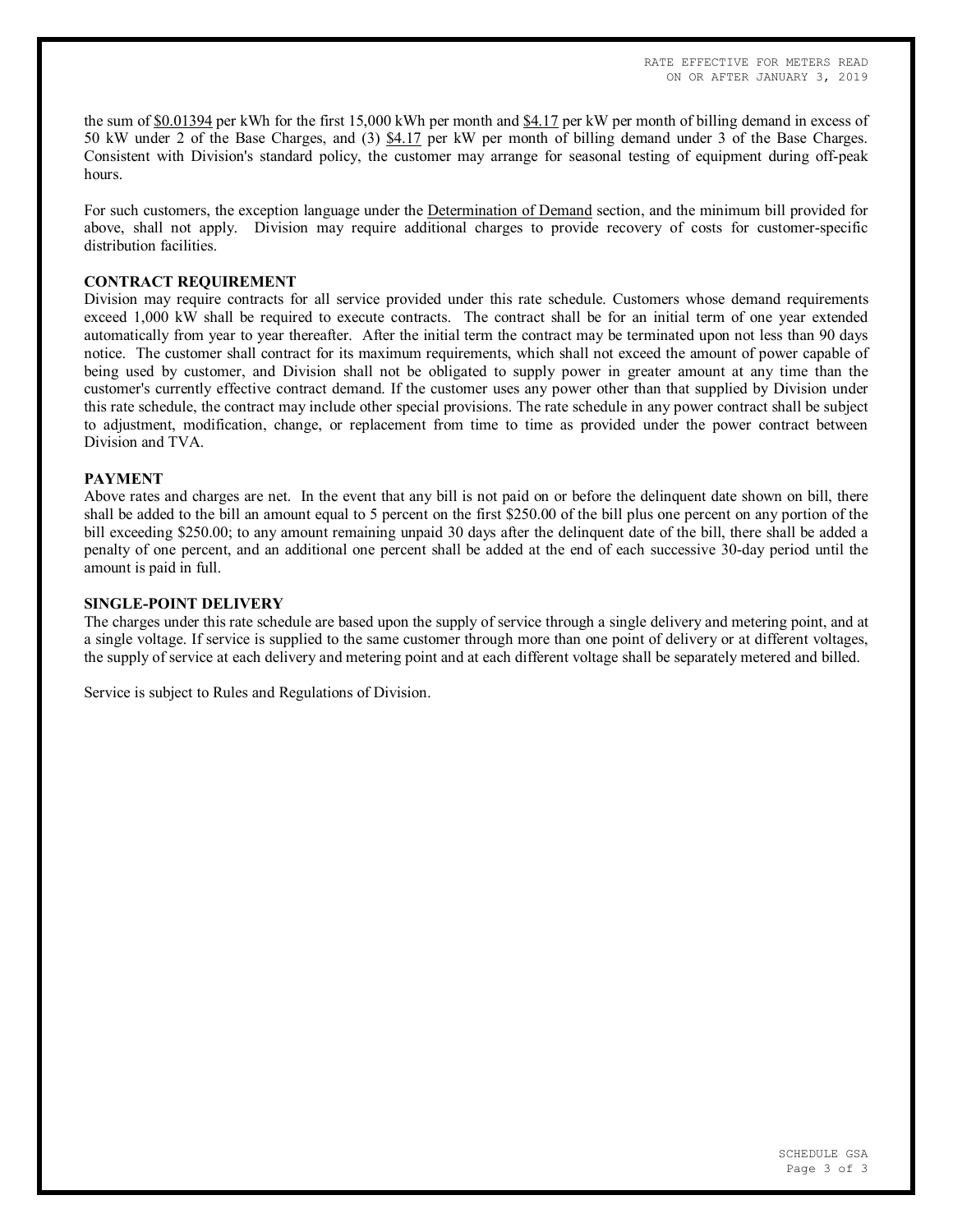the sum of $0.01394 per kWh for the first 15,000 kWh per month and $4.17 per kW per month of billing demand in excess of 50 kW under 2 of the Base Charges, and (3) $4.17 per kW per month of billing demand under 3 of the Base Charges. Consistent with Division's standard policy, the customer may arrange for seasonal testing of equipment during off-peak hours.

For such customers, the exception language under the Determination of Demand section, and the minimum bill provided for above, shall not apply. Division may require additional charges to provide recovery of costs for customer-specific distribution facilities.

**CONTRACT REQUIREMENT**

Division may require contracts for all service provided under this rate schedule. Customers whose demand requirements exceed 1,000 kW shall be required to execute contracts. The contract shall be for an initial term of one year extended automatically from year to year thereafter. After the initial term the contract may be terminated upon not less than 90 days notice. The customer shall contract for its maximum requirements, which shall not exceed the amount of power capable of being used by customer, and Division shall not be obligated to supply power in greater amount at any time than the customer's currently effective contract demand. If the customer uses any power other than that supplied by Division under this rate schedule, the contract may include other special provisions. The rate schedule in any power contract shall be subject to adjustment, modification, change, or replacement from time to time as provided under the power contract between Division and TVA.

**PAYMENT**

Above rates and charges are net. In the event that any bill is not paid on or before the delinquent date shown on bill, there shall be added to the bill an amount equal to 5 percent on the first $250.00 of the bill plus one percent on any portion of the bill exceeding $250.00; to any amount remaining unpaid 30 days after the delinquent date of the bill, there shall be added a penalty of one percent, and an additional one percent shall be added at the end of each successive 30-day period until the amount is paid in full.

**SINGLE-POINT DELIVERY**

The charges under this rate schedule are based upon the supply of service through a single delivery and metering point, and at a single voltage. If service is supplied to the same customer through more than one point of delivery or at different voltages, the supply of service at each delivery and metering point and at each different voltage shall be separately metered and billed.

Service is subject to Rules and Regulations of Division.